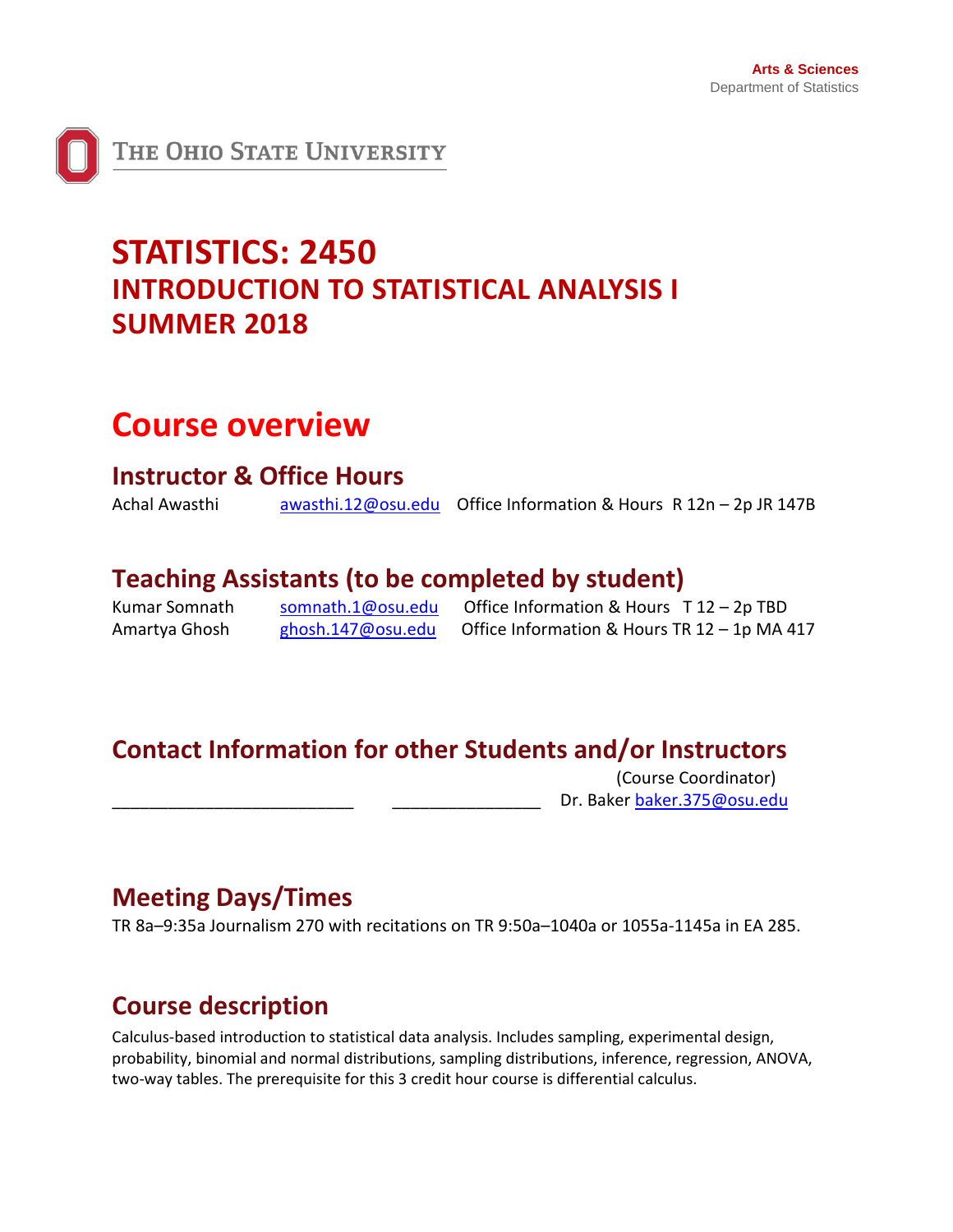Arts & Sciences
Department of Statistics

THE OHIO STATE UNIVERSITY

# STATISTICS: 2450
## INTRODUCTION TO STATISTICAL ANALYSIS I
## SUMMER 2018

# Course overview

## Instructor & Office Hours

Achal Awasthi awasthi.12@osu.edu Office Information & Hours R 12n – 2p JR 147B

## Teaching Assistants (to be completed by student)

Kumar Somnath somnath.1@osu.edu Office Information & Hours T 12 – 2p TBD
Amartya Ghosh ghosh.147@osu.edu Office Information & Hours TR 12 – 1p MA 417

## Contact Information for other Students and/or Instructors

(Course Coordinator)
__________________________ ________________ Dr. Baker baker.375@osu.edu

## Meeting Days/Times

TR 8a–9:35a Journalism 270 with recitations on TR 9:50a–1040a or 1055a-1145a in EA 285.

## Course description

Calculus-based introduction to statistical data analysis. Includes sampling, experimental design, probability, binomial and normal distributions, sampling distributions, inference, regression, ANOVA, two-way tables. The prerequisite for this 3 credit hour course is differential calculus.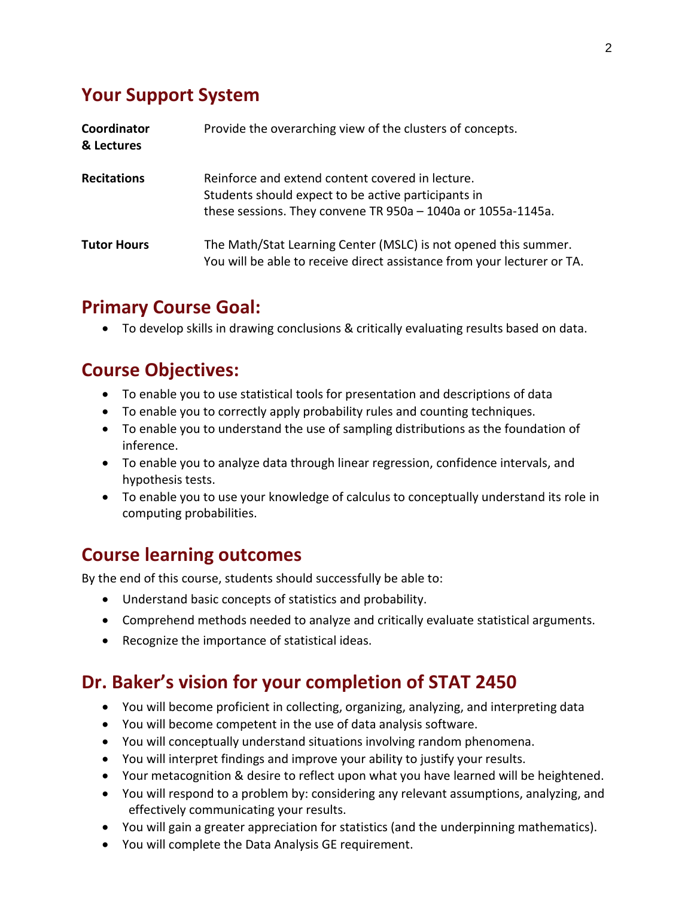## Your Support System

| | |
|---|---|
| **Coordinator & Lectures** | Provide the overarching view of the clusters of concepts. |
| **Recitations** | Reinforce and extend content covered in lecture. Students should expect to be active participants in these sessions. They convene TR 950a – 1040a or 1055a-1145a. |
| **Tutor Hours** | The Math/Stat Learning Center (MSLC) is not opened this summer. You will be able to receive direct assistance from your lecturer or TA. |

## Primary Course Goal:

- To develop skills in drawing conclusions & critically evaluating results based on data.

## Course Objectives:

- To enable you to use statistical tools for presentation and descriptions of data
- To enable you to correctly apply probability rules and counting techniques.
- To enable you to understand the use of sampling distributions as the foundation of inference.
- To enable you to analyze data through linear regression, confidence intervals, and hypothesis tests.
- To enable you to use your knowledge of calculus to conceptually understand its role in computing probabilities.

## Course learning outcomes

By the end of this course, students should successfully be able to:

- Understand basic concepts of statistics and probability.
- Comprehend methods needed to analyze and critically evaluate statistical arguments.
- Recognize the importance of statistical ideas.

## Dr. Baker's vision for your completion of STAT 2450

- You will become proficient in collecting, organizing, analyzing, and interpreting data
- You will become competent in the use of data analysis software.
- You will conceptually understand situations involving random phenomena.
- You will interpret findings and improve your ability to justify your results.
- Your metacognition & desire to reflect upon what you have learned will be heightened.
- You will respond to a problem by: considering any relevant assumptions, analyzing, and effectively communicating your results.
- You will gain a greater appreciation for statistics (and the underpinning mathematics).
- You will complete the Data Analysis GE requirement.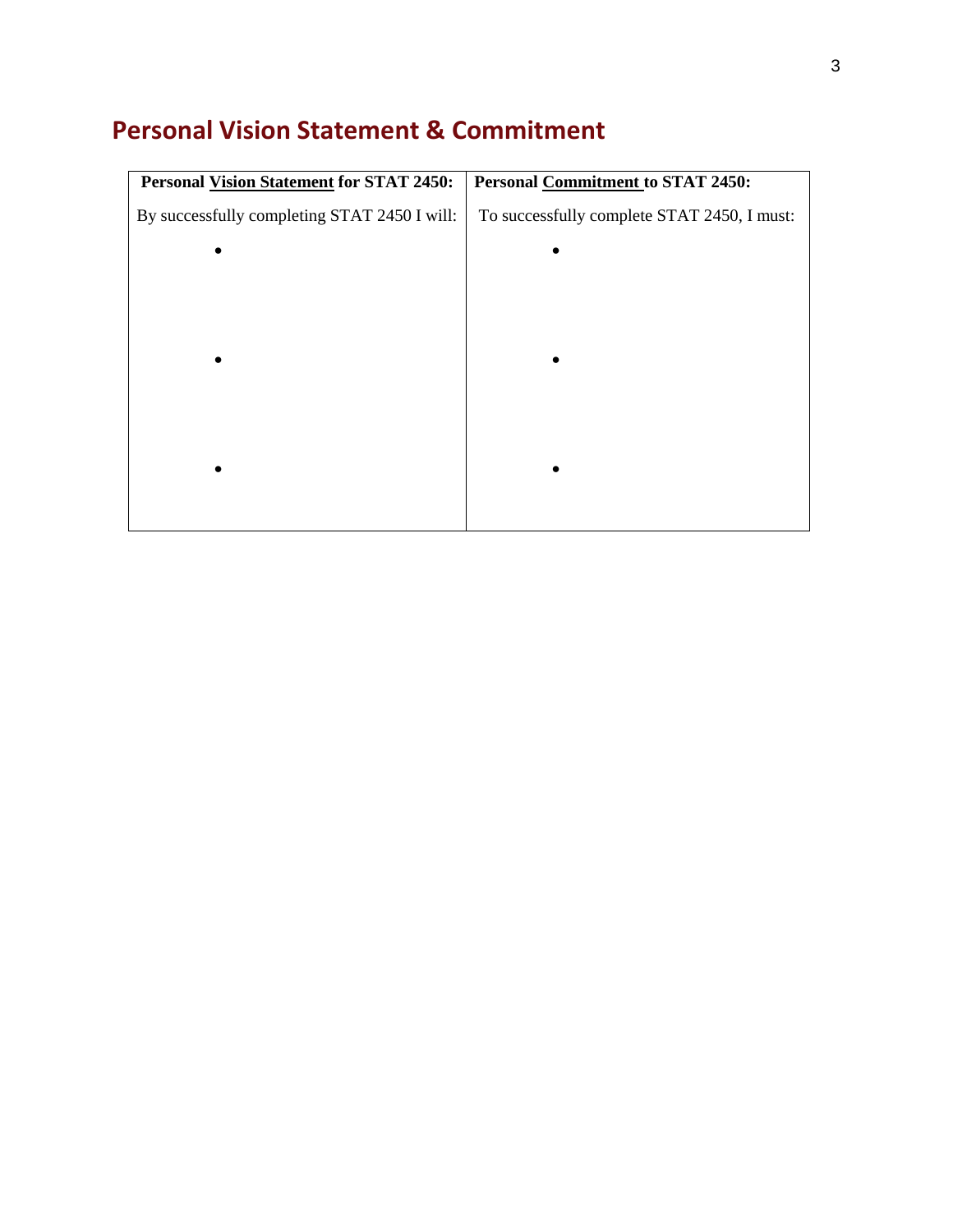## Personal Vision Statement & Commitment

| **Personal <u>Vision Statement</u> for STAT 2450:** | **Personal <u>Commitment</u> to STAT 2450:** |
|---|---|
| By successfully completing STAT 2450 I will: | To successfully complete STAT 2450, I must: |
| • | • |
| • | • |
| • | • |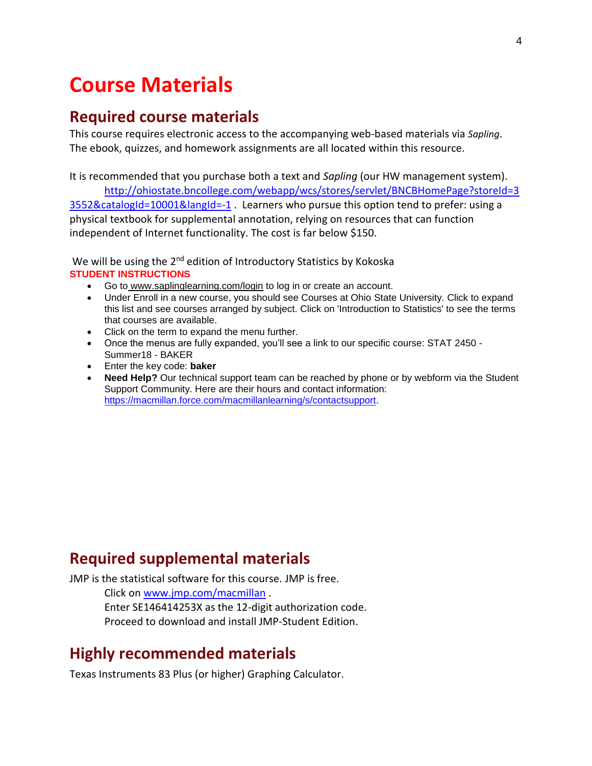# Course Materials

## Required course materials

This course requires electronic access to the accompanying web-based materials via *Sapling*. The ebook, quizzes, and homework assignments are all located within this resource.

It is recommended that you purchase both a text and *Sapling* (our HW management system). [http://ohiostate.bncollege.com/webapp/wcs/stores/servlet/BNCBHomePage?storeId=33552&catalogId=10001&langId=-1](http://ohiostate.bncollege.com/webapp/wcs/stores/servlet/BNCBHomePage?storeId=33552&catalogId=10001&langId=-1) . Learners who pursue this option tend to prefer: using a physical textbook for supplemental annotation, relying on resources that can function independent of Internet functionality. The cost is far below $150.

We will be using the 2nd edition of Introductory Statistics by Kokoska

**STUDENT INSTRUCTIONS**

- Go to www.saplinglearning.com/login to log in or create an account.
- Under Enroll in a new course, you should see Courses at Ohio State University. Click to expand this list and see courses arranged by subject. Click on 'Introduction to Statistics' to see the terms that courses are available.
- Click on the term to expand the menu further.
- Once the menus are fully expanded, you'll see a link to our specific course: STAT 2450 - Summer18 - BAKER
- Enter the key code: **baker**
- **Need Help?** Our technical support team can be reached by phone or by webform via the Student Support Community. Here are their hours and contact information: [https://macmillan.force.com/macmillanlearning/s/contactsupport](https://macmillan.force.com/macmillanlearning/s/contactsupport).

## Required supplemental materials

JMP is the statistical software for this course. JMP is free.

Click on [www.jmp.com/macmillan](http://www.jmp.com/macmillan) .
Enter SE146414253X as the 12-digit authorization code.
Proceed to download and install JMP-Student Edition.

## Highly recommended materials

Texas Instruments 83 Plus (or higher) Graphing Calculator.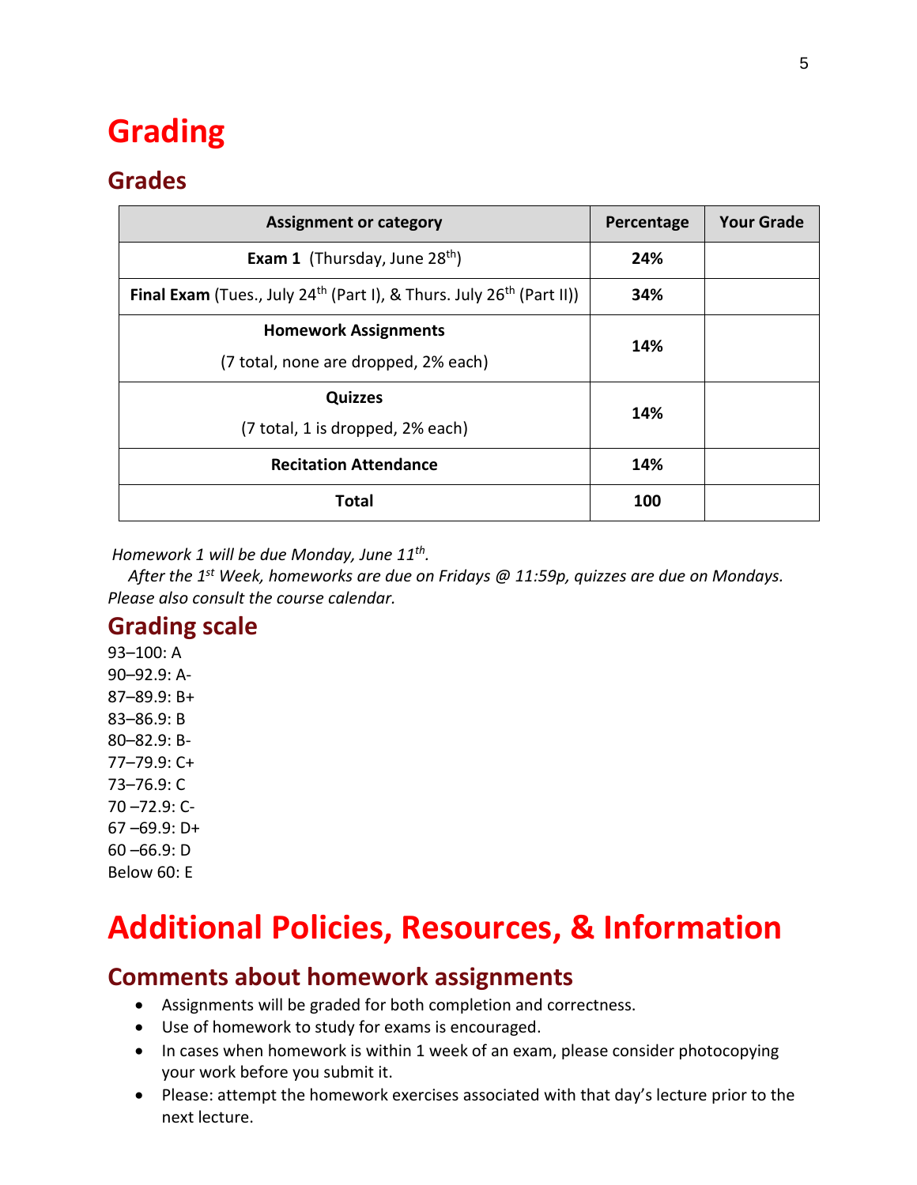# Grading

## Grades

| Assignment or category | Percentage | Your Grade |
|---|---|---|
| **Exam 1** (Thursday, June 28th) | **24%** | |
| **Final Exam** (Tues., July 24th (Part I), & Thurs. July 26th (Part II)) | **34%** | |
| **Homework Assignments** (7 total, none are dropped, 2% each) | **14%** | |
| **Quizzes** (7 total, 1 is dropped, 2% each) | **14%** | |
| **Recitation Attendance** | **14%** | |
| **Total** | **100** | |

*Homework 1 will be due Monday, June 11th.*

*After the 1st Week, homeworks are due on Fridays @ 11:59p, quizzes are due on Mondays. Please also consult the course calendar.*

## Grading scale

93–100: A
90–92.9: A-
87–89.9: B+
83–86.9: B
80–82.9: B-
77–79.9: C+
73–76.9: C
70 –72.9: C-
67 –69.9: D+
60 –66.9: D
Below 60: E

# Additional Policies, Resources, & Information

## Comments about homework assignments

- Assignments will be graded for both completion and correctness.
- Use of homework to study for exams is encouraged.
- In cases when homework is within 1 week of an exam, please consider photocopying your work before you submit it.
- Please: attempt the homework exercises associated with that day's lecture prior to the next lecture.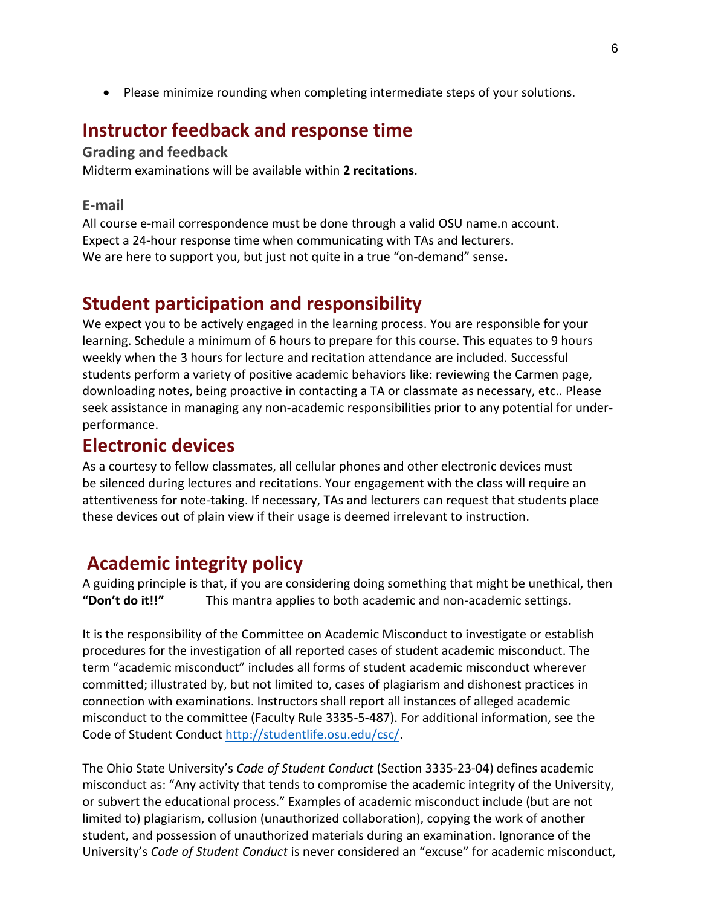- Please minimize rounding when completing intermediate steps of your solutions.

# Instructor feedback and response time

### Grading and feedback

Midterm examinations will be available within **2 recitations**.

### E-mail

All course e-mail correspondence must be done through a valid OSU name.n account.
Expect a 24-hour response time when communicating with TAs and lecturers.
We are here to support you, but just not quite in a true "on-demand" sense.

# Student participation and responsibility

We expect you to be actively engaged in the learning process. You are responsible for your learning. Schedule a minimum of 6 hours to prepare for this course. This equates to 9 hours weekly when the 3 hours for lecture and recitation attendance are included. Successful students perform a variety of positive academic behaviors like: reviewing the Carmen page, downloading notes, being proactive in contacting a TA or classmate as necessary, etc.. Please seek assistance in managing any non-academic responsibilities prior to any potential for under-performance.

# Electronic devices

As a courtesy to fellow classmates, all cellular phones and other electronic devices must be silenced during lectures and recitations. Your engagement with the class will require an attentiveness for note-taking. If necessary, TAs and lecturers can request that students place these devices out of plain view if their usage is deemed irrelevant to instruction.

# Academic integrity policy

A guiding principle is that, if you are considering doing something that might be unethical, then **"Don't do it!!"** This mantra applies to both academic and non-academic settings.

It is the responsibility of the Committee on Academic Misconduct to investigate or establish procedures for the investigation of all reported cases of student academic misconduct. The term "academic misconduct" includes all forms of student academic misconduct wherever committed; illustrated by, but not limited to, cases of plagiarism and dishonest practices in connection with examinations. Instructors shall report all instances of alleged academic misconduct to the committee (Faculty Rule 3335-5-487). For additional information, see the Code of Student Conduct http://studentlife.osu.edu/csc/.

The Ohio State University's *Code of Student Conduct* (Section 3335-23-04) defines academic misconduct as: "Any activity that tends to compromise the academic integrity of the University, or subvert the educational process." Examples of academic misconduct include (but are not limited to) plagiarism, collusion (unauthorized collaboration), copying the work of another student, and possession of unauthorized materials during an examination. Ignorance of the University's *Code of Student Conduct* is never considered an "excuse" for academic misconduct,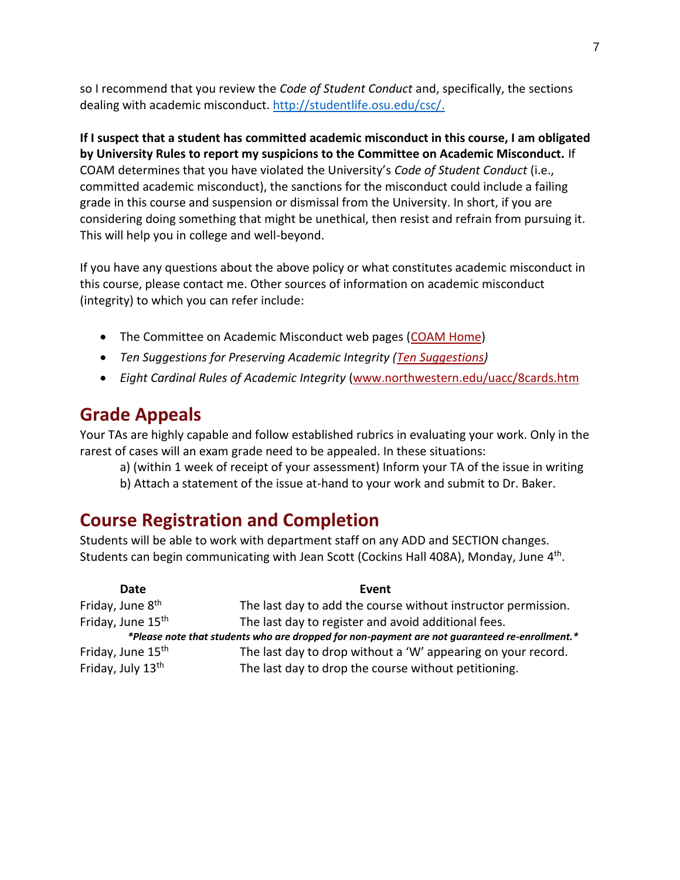so I recommend that you review the *Code of Student Conduct* and, specifically, the sections dealing with academic misconduct. http://studentlife.osu.edu/csc/.

**If I suspect that a student has committed academic misconduct in this course, I am obligated by University Rules to report my suspicions to the Committee on Academic Misconduct.** If COAM determines that you have violated the University's *Code of Student Conduct* (i.e., committed academic misconduct), the sanctions for the misconduct could include a failing grade in this course and suspension or dismissal from the University. In short, if you are considering doing something that might be unethical, then resist and refrain from pursuing it. This will help you in college and well-beyond.

If you have any questions about the above policy or what constitutes academic misconduct in this course, please contact me. Other sources of information on academic misconduct (integrity) to which you can refer include:

- The Committee on Academic Misconduct web pages (COAM Home)
- *Ten Suggestions for Preserving Academic Integrity (Ten Suggestions)*
- *Eight Cardinal Rules of Academic Integrity* (www.northwestern.edu/uacc/8cards.htm

## Grade Appeals

Your TAs are highly capable and follow established rubrics in evaluating your work. Only in the rarest of cases will an exam grade need to be appealed. In these situations:

a) (within 1 week of receipt of your assessment) Inform your TA of the issue in writing
b) Attach a statement of the issue at-hand to your work and submit to Dr. Baker.

## Course Registration and Completion

Students will be able to work with department staff on any ADD and SECTION changes. Students can begin communicating with Jean Scott (Cockins Hall 408A), Monday, June 4th.

| Date | Event |
|---|---|
| Friday, June 8th | The last day to add the course without instructor permission. |
| Friday, June 15th | The last day to register and avoid additional fees. |
| | ***Please note that students who are dropped for non-payment are not guaranteed re-enrollment.*** |
| Friday, June 15th | The last day to drop without a 'W' appearing on your record. |
| Friday, July 13th | The last day to drop the course without petitioning. |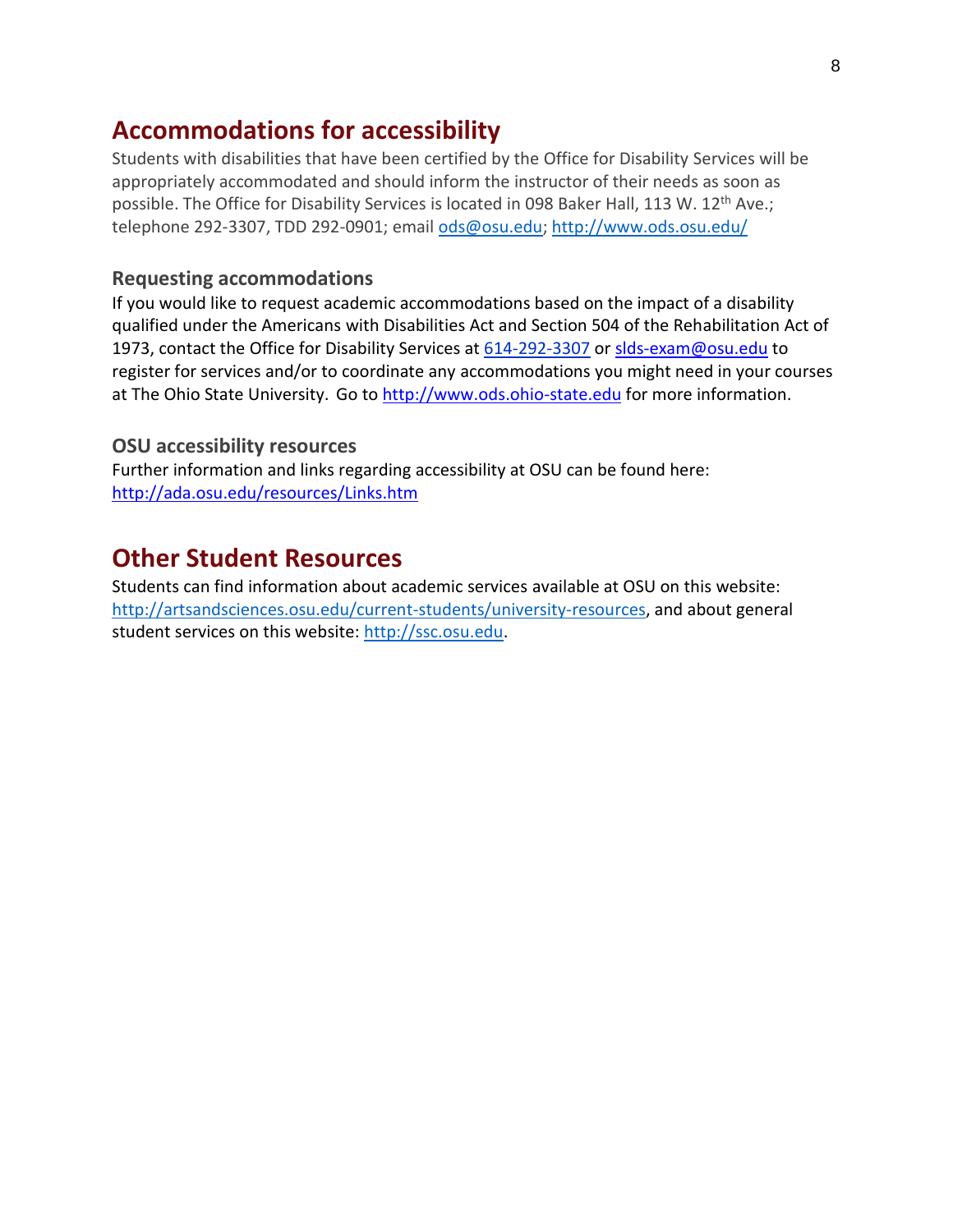## Accommodations for accessibility

Students with disabilities that have been certified by the Office for Disability Services will be appropriately accommodated and should inform the instructor of their needs as soon as possible. The Office for Disability Services is located in 098 Baker Hall, 113 W. 12th Ave.; telephone 292-3307, TDD 292-0901; email ods@osu.edu; http://www.ods.osu.edu/

### Requesting accommodations

If you would like to request academic accommodations based on the impact of a disability qualified under the Americans with Disabilities Act and Section 504 of the Rehabilitation Act of 1973, contact the Office for Disability Services at 614-292-3307 or slds-exam@osu.edu to register for services and/or to coordinate any accommodations you might need in your courses at The Ohio State University. Go to http://www.ods.ohio-state.edu for more information.

### OSU accessibility resources

Further information and links regarding accessibility at OSU can be found here: http://ada.osu.edu/resources/Links.htm

## Other Student Resources

Students can find information about academic services available at OSU on this website: http://artsandsciences.osu.edu/current-students/university-resources, and about general student services on this website: http://ssc.osu.edu.